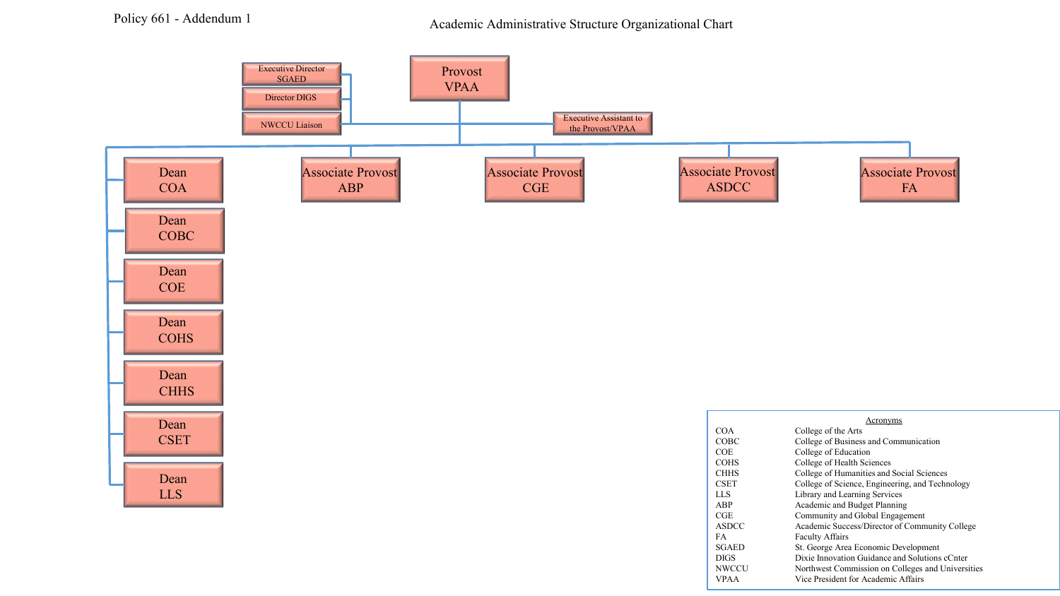Policy 661 - Addendum 1

# Academic Administrative Structure Organizational Chart

- Provost VPAA
  - Executive Director SGAED
  - Director DIGS
  - NWCCU Liaison
  - Executive Assistant to the Provost/VPAA
  - Dean COA
  - Dean COBC
  - Dean COE
  - Dean COHS
  - Dean CHHS
  - Dean CSET
  - Dean LLS
  - Associate Provost ABP
  - Associate Provost CGE
  - Associate Provost ASDCC
  - Associate Provost FA

**Acronyms**

| | |
|---|---|
| COA | College of the Arts |
| COBC | College of Business and Communication |
| COE | College of Education |
| COHS | College of Health Sciences |
| CHHS | College of Humanities and Social Sciences |
| CSET | College of Science, Engineering, and Technology |
| LLS | Library and Learning Services |
| ABP | Academic and Budget Planning |
| CGE | Community and Global Engagement |
| ASDCC | Academic Success/Director of Community College |
| FA | Faculty Affairs |
| SGAED | St. George Area Economic Development |
| DIGS | Dixie Innovation Guidance and Solutions cCnter |
| NWCCU | Northwest Commission on Colleges and Universities |
| VPAA | Vice President for Academic Affairs |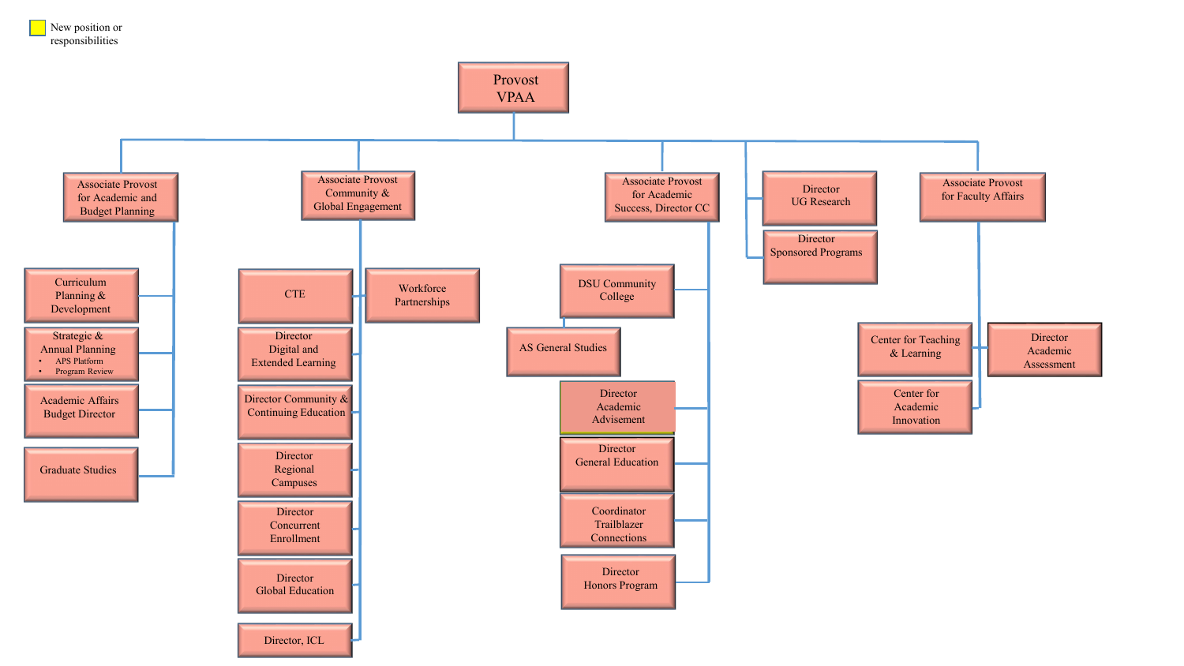New position or responsibilities

# Provost VPAA

- **Associate Provost for Academic and Budget Planning**
  - Curriculum Planning & Development
  - Strategic & Annual Planning
    - APS Platform
    - Program Review
  - Academic Affairs Budget Director
  - Graduate Studies
- **Associate Provost Community & Global Engagement**
  - CTE
    - Workforce Partnerships
  - Director Digital and Extended Learning
  - Director Community & Continuing Education
  - Director Regional Campuses
  - Director Concurrent Enrollment
  - Director Global Education
  - Director, ICL
- **Associate Provost for Academic Success, Director CC**
  - DSU Community College
    - AS General Studies
  - Director Academic Advisement
  - Director General Education
  - Coordinator Trailblazer Connections
  - Director Honors Program
- **Director UG Research**
- **Director Sponsored Programs**
- **Associate Provost for Faculty Affairs**
  - Director Academic Assessment
    - Center for Teaching & Learning
  - Center for Academic Innovation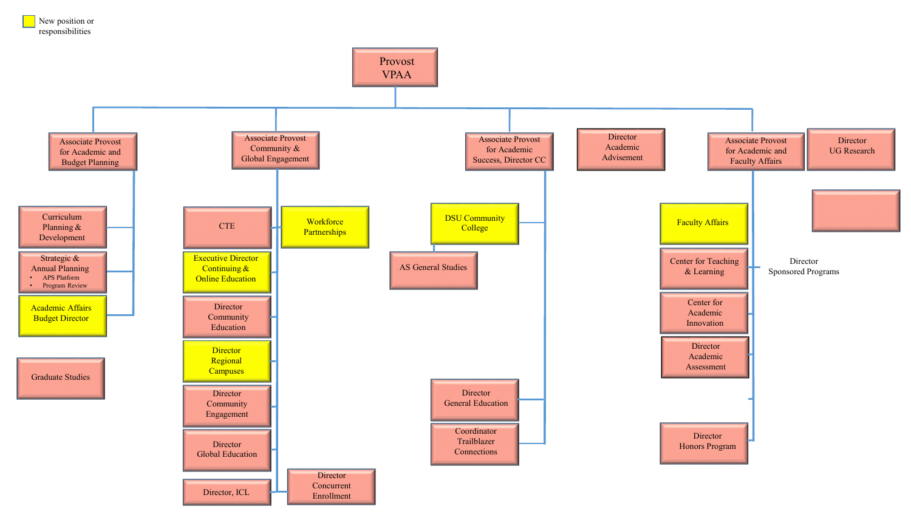New position or responsibilities (highlighted)

# Provost VPAA

## Associate Provost for Academic and Budget Planning

- Curriculum Planning & Development
- Strategic & Annual Planning
  - APS Platform
  - Program Review
- Academic Affairs Budget Director *(new position or responsibilities)*

Graduate Studies

## Associate Provost Community & Global Engagement

- CTE
  - Workforce Partnerships *(new position or responsibilities)*
- Executive Director Continuing & Online Education *(new position or responsibilities)*
- Director Community Education
- Director Regional Campuses *(new position or responsibilities)*
- Director Community Engagement
- Director Global Education
- Director, ICL
- Director Concurrent Enrollment

## Associate Provost for Academic Success, Director CC

- DSU Community College *(new position or responsibilities)*
  - AS General Studies
- Director General Education
- Coordinator Trailblazer Connections

## Director Academic Advisement

## Associate Provost for Academic and Faculty Affairs

- Faculty Affairs *(new position or responsibilities)*
- Center for Teaching & Learning
- Director Sponsored Programs
- Center for Academic Innovation
- Director Academic Assessment
- Director Honors Program

## Director UG Research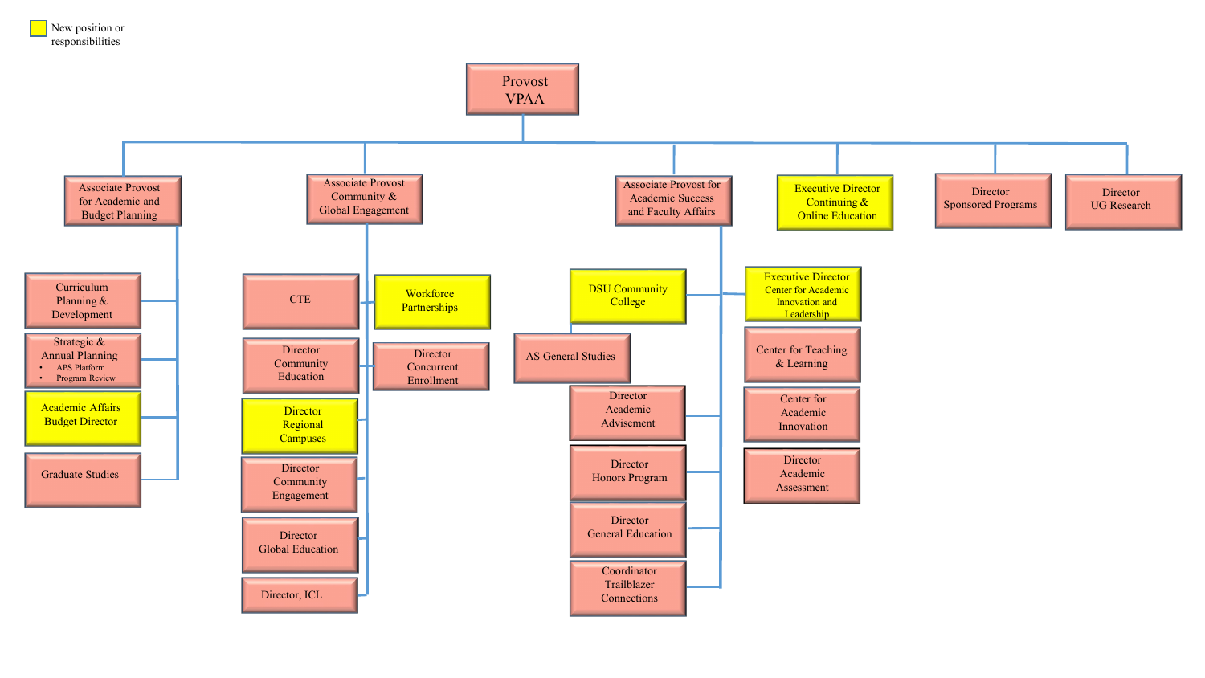New position or responsibilities

# Provost VPAA

## Associate Provost for Academic and Budget Planning

- Curriculum Planning & Development
- Strategic & Annual Planning
  - APS Platform
  - Program Review
- Academic Affairs Budget Director
- Graduate Studies

## Associate Provost Community & Global Engagement

- CTE
- Workforce Partnerships
- Director Community Education
- Director Concurrent Enrollment
- Director Regional Campuses
- Director Community Engagement
- Director Global Education
- Director, ICL

## Associate Provost for Academic Success and Faculty Affairs

- DSU Community College
  - AS General Studies
- Director Academic Advisement
- Director Honors Program
- Director General Education
- Coordinator Trailblazer Connections
- Executive Director Center for Academic Innovation and Leadership
- Center for Teaching & Learning
- Center for Academic Innovation
- Director Academic Assessment

## Executive Director Continuing & Online Education

## Director Sponsored Programs

## Director UG Research